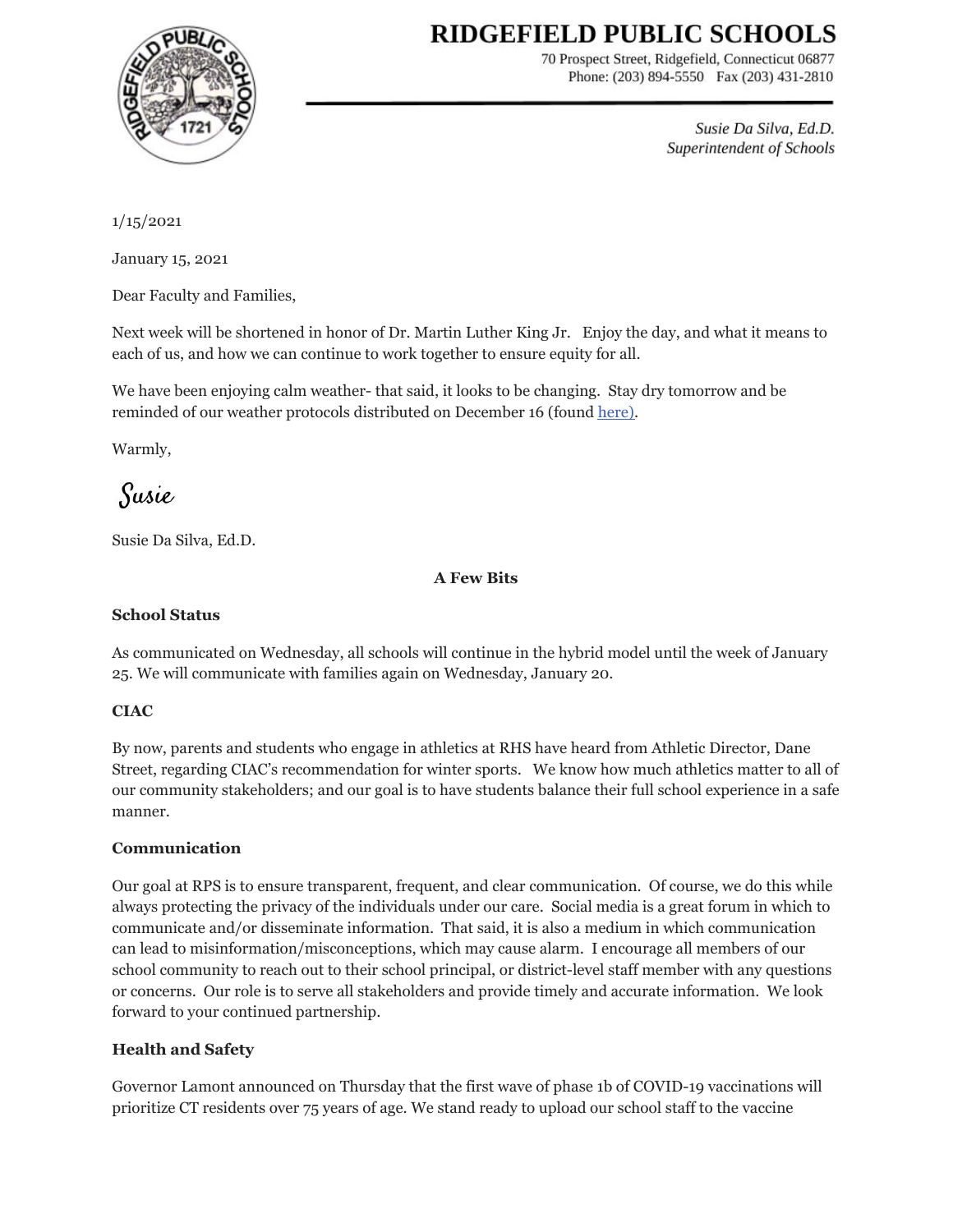# RIDGEFIELD PUBLIC SCHOOLS

70 Prospect Street, Ridgefield, Connecticut 06877
Phone: (203) 894-5550 Fax (203) 431-2810

*Susie Da Silva, Ed.D.*
*Superintendent of Schools*

1/15/2021

January 15, 2021

Dear Faculty and Families,

Next week will be shortened in honor of Dr. Martin Luther King Jr. Enjoy the day, and what it means to each of us, and how we can continue to work together to ensure equity for all.

We have been enjoying calm weather- that said, it looks to be changing. Stay dry tomorrow and be reminded of our weather protocols distributed on December 16 (found here).

Warmly,

Susie

Susie Da Silva, Ed.D.

**A Few Bits**

**School Status**

As communicated on Wednesday, all schools will continue in the hybrid model until the week of January 25. We will communicate with families again on Wednesday, January 20.

**CIAC**

By now, parents and students who engage in athletics at RHS have heard from Athletic Director, Dane Street, regarding CIAC's recommendation for winter sports. We know how much athletics matter to all of our community stakeholders; and our goal is to have students balance their full school experience in a safe manner.

**Communication**

Our goal at RPS is to ensure transparent, frequent, and clear communication. Of course, we do this while always protecting the privacy of the individuals under our care. Social media is a great forum in which to communicate and/or disseminate information. That said, it is also a medium in which communication can lead to misinformation/misconceptions, which may cause alarm. I encourage all members of our school community to reach out to their school principal, or district-level staff member with any questions or concerns. Our role is to serve all stakeholders and provide timely and accurate information. We look forward to your continued partnership.

**Health and Safety**

Governor Lamont announced on Thursday that the first wave of phase 1b of COVID-19 vaccinations will prioritize CT residents over 75 years of age. We stand ready to upload our school staff to the vaccine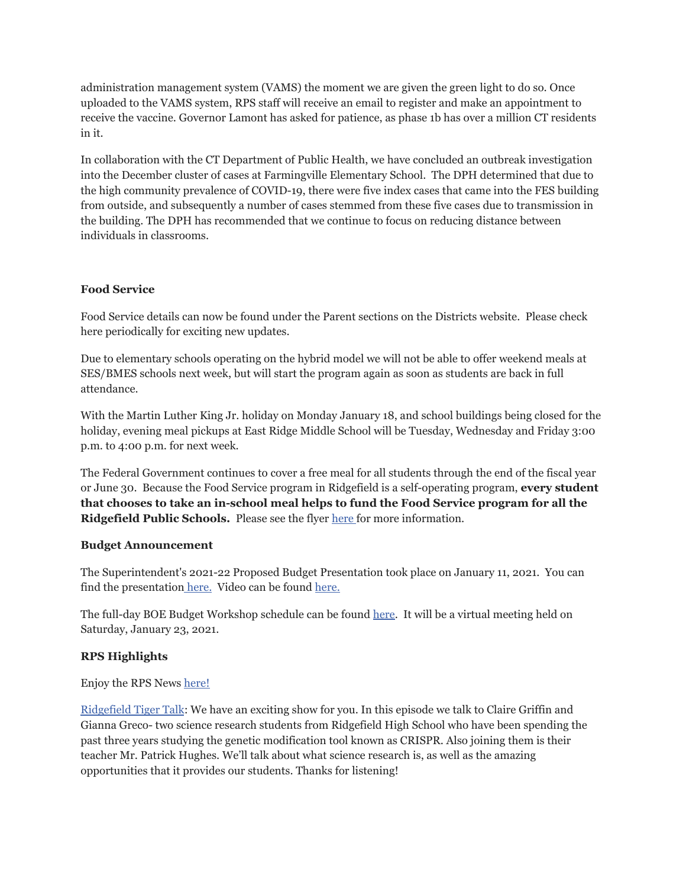administration management system (VAMS) the moment we are given the green light to do so. Once uploaded to the VAMS system, RPS staff will receive an email to register and make an appointment to receive the vaccine. Governor Lamont has asked for patience, as phase 1b has over a million CT residents in it.

In collaboration with the CT Department of Public Health, we have concluded an outbreak investigation into the December cluster of cases at Farmingville Elementary School. The DPH determined that due to the high community prevalence of COVID-19, there were five index cases that came into the FES building from outside, and subsequently a number of cases stemmed from these five cases due to transmission in the building. The DPH has recommended that we continue to focus on reducing distance between individuals in classrooms.

**Food Service**

Food Service details can now be found under the Parent sections on the Districts website. Please check here periodically for exciting new updates.

Due to elementary schools operating on the hybrid model we will not be able to offer weekend meals at SES/BMES schools next week, but will start the program again as soon as students are back in full attendance.

With the Martin Luther King Jr. holiday on Monday January 18, and school buildings being closed for the holiday, evening meal pickups at East Ridge Middle School will be Tuesday, Wednesday and Friday 3:00 p.m. to 4:00 p.m. for next week.

The Federal Government continues to cover a free meal for all students through the end of the fiscal year or June 30. Because the Food Service program in Ridgefield is a self-operating program, **every student that chooses to take an in-school meal helps to fund the Food Service program for all the Ridgefield Public Schools.** Please see the flyer here for more information.

**Budget Announcement**

The Superintendent's 2021-22 Proposed Budget Presentation took place on January 11, 2021. You can find the presentation here. Video can be found here.

The full-day BOE Budget Workshop schedule can be found here. It will be a virtual meeting held on Saturday, January 23, 2021.

**RPS Highlights**

Enjoy the RPS News here!

Ridgefield Tiger Talk: We have an exciting show for you. In this episode we talk to Claire Griffin and Gianna Greco- two science research students from Ridgefield High School who have been spending the past three years studying the genetic modification tool known as CRISPR. Also joining them is their teacher Mr. Patrick Hughes. We'll talk about what science research is, as well as the amazing opportunities that it provides our students. Thanks for listening!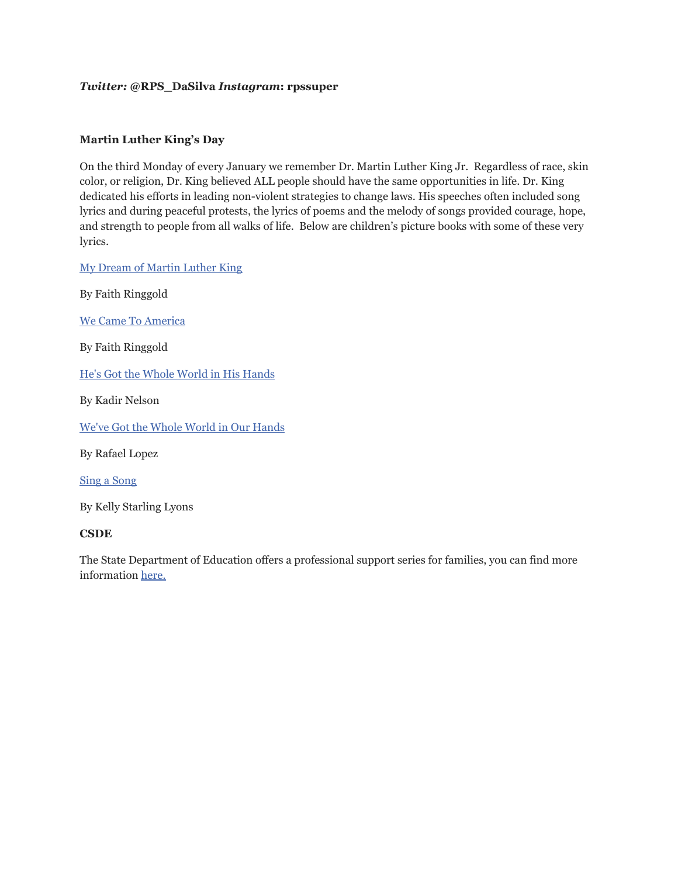***Twitter:* @RPS_DaSilva *Instagram*: rpssuper**

**Martin Luther King's Day**

On the third Monday of every January we remember Dr. Martin Luther King Jr. Regardless of race, skin color, or religion, Dr. King believed ALL people should have the same opportunities in life. Dr. King dedicated his efforts in leading non-violent strategies to change laws. His speeches often included song lyrics and during peaceful protests, the lyrics of poems and the melody of songs provided courage, hope, and strength to people from all walks of life. Below are children's picture books with some of these very lyrics.

My Dream of Martin Luther King

By Faith Ringgold

We Came To America

By Faith Ringgold

He's Got the Whole World in His Hands

By Kadir Nelson

We've Got the Whole World in Our Hands

By Rafael Lopez

Sing a Song

By Kelly Starling Lyons

**CSDE**

The State Department of Education offers a professional support series for families, you can find more information here.